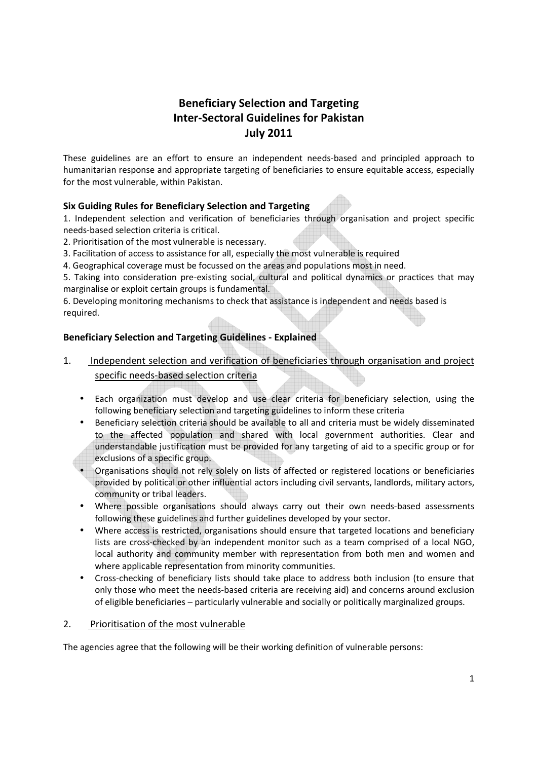# Beneficiary Selection and Targeting
# Inter-Sectoral Guidelines for Pakistan
# July 2011

These guidelines are an effort to ensure an independent needs-based and principled approach to humanitarian response and appropriate targeting of beneficiaries to ensure equitable access, especially for the most vulnerable, within Pakistan.

### Six Guiding Rules for Beneficiary Selection and Targeting

1. Independent selection and verification of beneficiaries through organisation and project specific needs-based selection criteria is critical.
2. Prioritisation of the most vulnerable is necessary.
3. Facilitation of access to assistance for all, especially the most vulnerable is required
4. Geographical coverage must be focussed on the areas and populations most in need.
5. Taking into consideration pre-existing social, cultural and political dynamics or practices that may marginalise or exploit certain groups is fundamental.
6. Developing monitoring mechanisms to check that assistance is independent and needs based is required.

### Beneficiary Selection and Targeting Guidelines - Explained

1. <u>Independent selection and verification of beneficiaries through organisation and project specific needs-based selection criteria</u>

- Each organization must develop and use clear criteria for beneficiary selection, using the following beneficiary selection and targeting guidelines to inform these criteria
- Beneficiary selection criteria should be available to all and criteria must be widely disseminated to the affected population and shared with local government authorities. Clear and understandable justification must be provided for any targeting of aid to a specific group or for exclusions of a specific group.
- Organisations should not rely solely on lists of affected or registered locations or beneficiaries provided by political or other influential actors including civil servants, landlords, military actors, community or tribal leaders.
- Where possible organisations should always carry out their own needs-based assessments following these guidelines and further guidelines developed by your sector.
- Where access is restricted, organisations should ensure that targeted locations and beneficiary lists are cross-checked by an independent monitor such as a team comprised of a local NGO, local authority and community member with representation from both men and women and where applicable representation from minority communities.
- Cross-checking of beneficiary lists should take place to address both inclusion (to ensure that only those who meet the needs-based criteria are receiving aid) and concerns around exclusion of eligible beneficiaries – particularly vulnerable and socially or politically marginalized groups.

2. <u>Prioritisation of the most vulnerable</u>

The agencies agree that the following will be their working definition of vulnerable persons: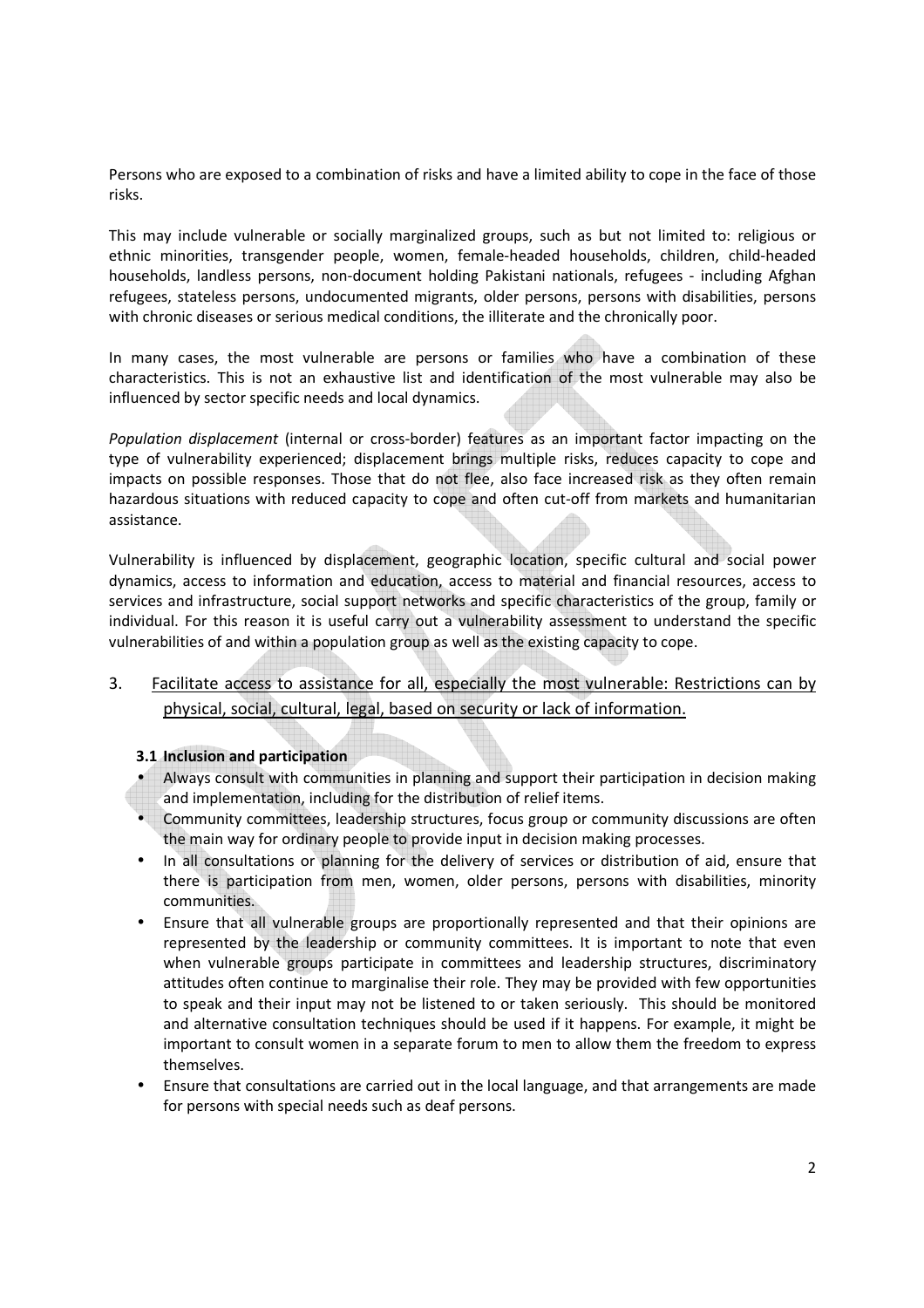Persons who are exposed to a combination of risks and have a limited ability to cope in the face of those risks.

This may include vulnerable or socially marginalized groups, such as but not limited to: religious or ethnic minorities, transgender people, women, female-headed households, children, child-headed households, landless persons, non-document holding Pakistani nationals, refugees - including Afghan refugees, stateless persons, undocumented migrants, older persons, persons with disabilities, persons with chronic diseases or serious medical conditions, the illiterate and the chronically poor.

In many cases, the most vulnerable are persons or families who have a combination of these characteristics. This is not an exhaustive list and identification of the most vulnerable may also be influenced by sector specific needs and local dynamics.

*Population displacement* (internal or cross-border) features as an important factor impacting on the type of vulnerability experienced; displacement brings multiple risks, reduces capacity to cope and impacts on possible responses. Those that do not flee, also face increased risk as they often remain hazardous situations with reduced capacity to cope and often cut-off from markets and humanitarian assistance.

Vulnerability is influenced by displacement, geographic location, specific cultural and social power dynamics, access to information and education, access to material and financial resources, access to services and infrastructure, social support networks and specific characteristics of the group, family or individual. For this reason it is useful carry out a vulnerability assessment to understand the specific vulnerabilities of and within a population group as well as the existing capacity to cope.

## 3. <u>Facilitate access to assistance for all, especially the most vulnerable: Restrictions can by physical, social, cultural, legal, based on security or lack of information.</u>

### 3.1 Inclusion and participation

- Always consult with communities in planning and support their participation in decision making and implementation, including for the distribution of relief items.
- Community committees, leadership structures, focus group or community discussions are often the main way for ordinary people to provide input in decision making processes.
- In all consultations or planning for the delivery of services or distribution of aid, ensure that there is participation from men, women, older persons, persons with disabilities, minority communities.
- Ensure that all vulnerable groups are proportionally represented and that their opinions are represented by the leadership or community committees. It is important to note that even when vulnerable groups participate in committees and leadership structures, discriminatory attitudes often continue to marginalise their role. They may be provided with few opportunities to speak and their input may not be listened to or taken seriously. This should be monitored and alternative consultation techniques should be used if it happens. For example, it might be important to consult women in a separate forum to men to allow them the freedom to express themselves.
- Ensure that consultations are carried out in the local language, and that arrangements are made for persons with special needs such as deaf persons.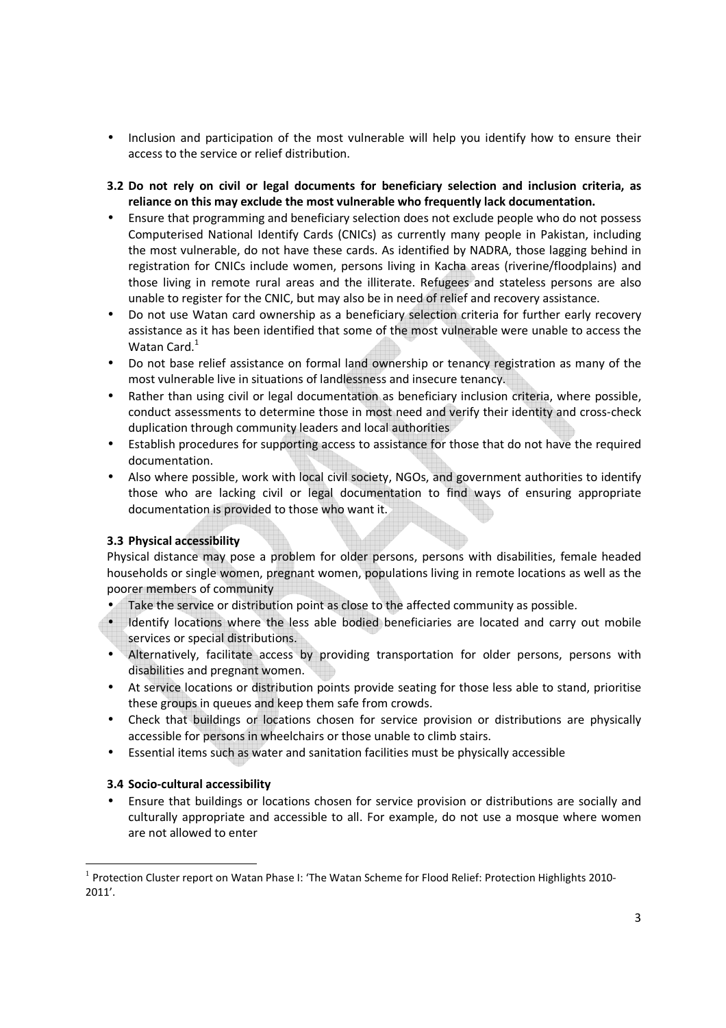- Inclusion and participation of the most vulnerable will help you identify how to ensure their access to the service or relief distribution.

### 3.2 Do not rely on civil or legal documents for beneficiary selection and inclusion criteria, as reliance on this may exclude the most vulnerable who frequently lack documentation.

- Ensure that programming and beneficiary selection does not exclude people who do not possess Computerised National Identify Cards (CNICs) as currently many people in Pakistan, including the most vulnerable, do not have these cards. As identified by NADRA, those lagging behind in registration for CNICs include women, persons living in Kacha areas (riverine/floodplains) and those living in remote rural areas and the illiterate. Refugees and stateless persons are also unable to register for the CNIC, but may also be in need of relief and recovery assistance.
- Do not use Watan card ownership as a beneficiary selection criteria for further early recovery assistance as it has been identified that some of the most vulnerable were unable to access the Watan Card.[1]
- Do not base relief assistance on formal land ownership or tenancy registration as many of the most vulnerable live in situations of landlessness and insecure tenancy.
- Rather than using civil or legal documentation as beneficiary inclusion criteria, where possible, conduct assessments to determine those in most need and verify their identity and cross-check duplication through community leaders and local authorities
- Establish procedures for supporting access to assistance for those that do not have the required documentation.
- Also where possible, work with local civil society, NGOs, and government authorities to identify those who are lacking civil or legal documentation to find ways of ensuring appropriate documentation is provided to those who want it.

### 3.3 Physical accessibility

Physical distance may pose a problem for older persons, persons with disabilities, female headed households or single women, pregnant women, populations living in remote locations as well as the poorer members of community

- Take the service or distribution point as close to the affected community as possible.
- Identify locations where the less able bodied beneficiaries are located and carry out mobile services or special distributions.
- Alternatively, facilitate access by providing transportation for older persons, persons with disabilities and pregnant women.
- At service locations or distribution points provide seating for those less able to stand, prioritise these groups in queues and keep them safe from crowds.
- Check that buildings or locations chosen for service provision or distributions are physically accessible for persons in wheelchairs or those unable to climb stairs.
- Essential items such as water and sanitation facilities must be physically accessible

### 3.4 Socio-cultural accessibility

- Ensure that buildings or locations chosen for service provision or distributions are socially and culturally appropriate and accessible to all. For example, do not use a mosque where women are not allowed to enter

---

[1] Protection Cluster report on Watan Phase I: 'The Watan Scheme for Flood Relief: Protection Highlights 2010-2011'.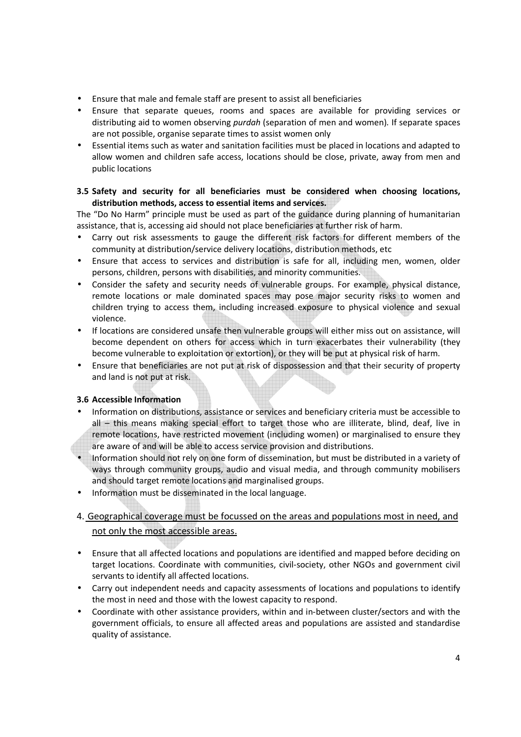- Ensure that male and female staff are present to assist all beneficiaries
- Ensure that separate queues, rooms and spaces are available for providing services or distributing aid to women observing *purdah* (separation of men and women). If separate spaces are not possible, organise separate times to assist women only
- Essential items such as water and sanitation facilities must be placed in locations and adapted to allow women and children safe access, locations should be close, private, away from men and public locations

### 3.5 Safety and security for all beneficiaries must be considered when choosing locations, distribution methods, access to essential items and services.

The "Do No Harm" principle must be used as part of the guidance during planning of humanitarian assistance, that is, accessing aid should not place beneficiaries at further risk of harm.

- Carry out risk assessments to gauge the different risk factors for different members of the community at distribution/service delivery locations, distribution methods, etc
- Ensure that access to services and distribution is safe for all, including men, women, older persons, children, persons with disabilities, and minority communities.
- Consider the safety and security needs of vulnerable groups. For example, physical distance, remote locations or male dominated spaces may pose major security risks to women and children trying to access them, including increased exposure to physical violence and sexual violence.
- If locations are considered unsafe then vulnerable groups will either miss out on assistance, will become dependent on others for access which in turn exacerbates their vulnerability (they become vulnerable to exploitation or extortion), or they will be put at physical risk of harm.
- Ensure that beneficiaries are not put at risk of dispossession and that their security of property and land is not put at risk.

### 3.6 Accessible Information

- Information on distributions, assistance or services and beneficiary criteria must be accessible to all – this means making special effort to target those who are illiterate, blind, deaf, live in remote locations, have restricted movement (including women) or marginalised to ensure they are aware of and will be able to access service provision and distributions.
- Information should not rely on one form of dissemination, but must be distributed in a variety of ways through community groups, audio and visual media, and through community mobilisers and should target remote locations and marginalised groups.
- Information must be disseminated in the local language.

## 4. Geographical coverage must be focussed on the areas and populations most in need, and not only the most accessible areas.

- Ensure that all affected locations and populations are identified and mapped before deciding on target locations. Coordinate with communities, civil-society, other NGOs and government civil servants to identify all affected locations.
- Carry out independent needs and capacity assessments of locations and populations to identify the most in need and those with the lowest capacity to respond.
- Coordinate with other assistance providers, within and in-between cluster/sectors and with the government officials, to ensure all affected areas and populations are assisted and standardise quality of assistance.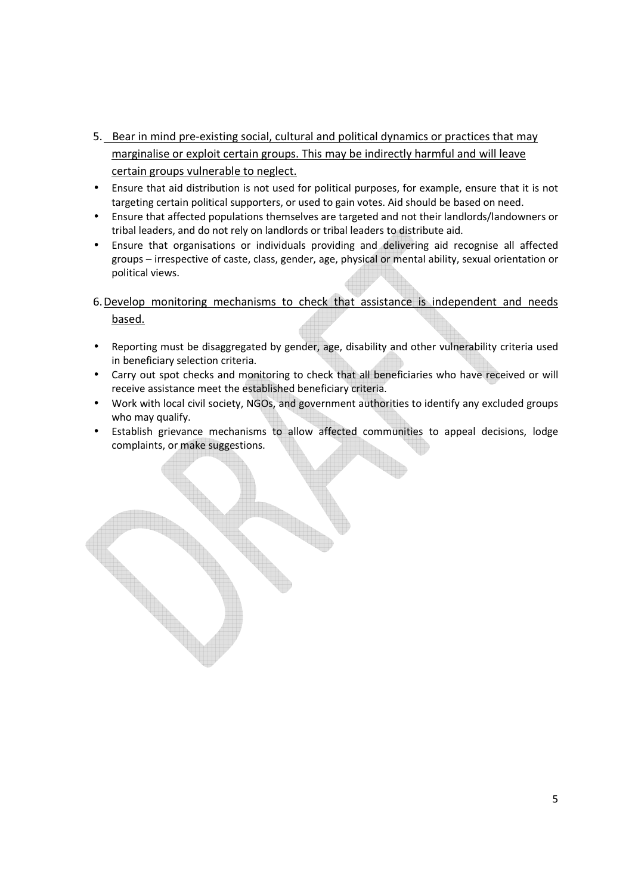5. Bear in mind pre-existing social, cultural and political dynamics or practices that may marginalise or exploit certain groups. This may be indirectly harmful and will leave certain groups vulnerable to neglect.

- Ensure that aid distribution is not used for political purposes, for example, ensure that it is not targeting certain political supporters, or used to gain votes. Aid should be based on need.
- Ensure that affected populations themselves are targeted and not their landlords/landowners or tribal leaders, and do not rely on landlords or tribal leaders to distribute aid.
- Ensure that organisations or individuals providing and delivering aid recognise all affected groups – irrespective of caste, class, gender, age, physical or mental ability, sexual orientation or political views.

6. Develop monitoring mechanisms to check that assistance is independent and needs based.

- Reporting must be disaggregated by gender, age, disability and other vulnerability criteria used in beneficiary selection criteria.
- Carry out spot checks and monitoring to check that all beneficiaries who have received or will receive assistance meet the established beneficiary criteria.
- Work with local civil society, NGOs, and government authorities to identify any excluded groups who may qualify.
- Establish grievance mechanisms to allow affected communities to appeal decisions, lodge complaints, or make suggestions.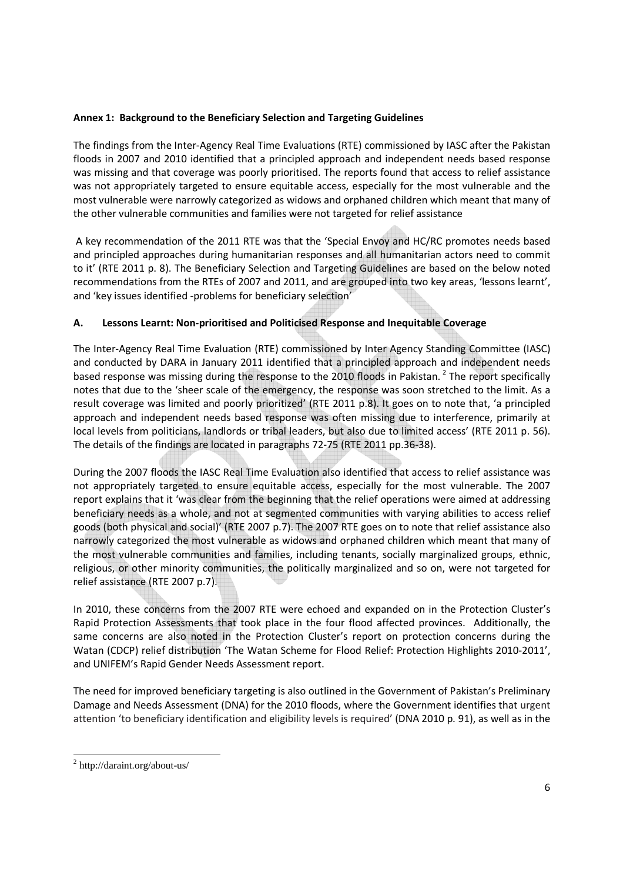**Annex 1: Background to the Beneficiary Selection and Targeting Guidelines**

The findings from the Inter-Agency Real Time Evaluations (RTE) commissioned by IASC after the Pakistan floods in 2007 and 2010 identified that a principled approach and independent needs based response was missing and that coverage was poorly prioritised. The reports found that access to relief assistance was not appropriately targeted to ensure equitable access, especially for the most vulnerable and the most vulnerable were narrowly categorized as widows and orphaned children which meant that many of the other vulnerable communities and families were not targeted for relief assistance

A key recommendation of the 2011 RTE was that the 'Special Envoy and HC/RC promotes needs based and principled approaches during humanitarian responses and all humanitarian actors need to commit to it' (RTE 2011 p. 8). The Beneficiary Selection and Targeting Guidelines are based on the below noted recommendations from the RTEs of 2007 and 2011, and are grouped into two key areas, 'lessons learnt', and 'key issues identified -problems for beneficiary selection'

**A. Lessons Learnt: Non-prioritised and Politicised Response and Inequitable Coverage**

The Inter-Agency Real Time Evaluation (RTE) commissioned by Inter Agency Standing Committee (IASC) and conducted by DARA in January 2011 identified that a principled approach and independent needs based response was missing during the response to the 2010 floods in Pakistan. [2] The report specifically notes that due to the 'sheer scale of the emergency, the response was soon stretched to the limit. As a result coverage was limited and poorly prioritized' (RTE 2011 p.8). It goes on to note that, 'a principled approach and independent needs based response was often missing due to interference, primarily at local levels from politicians, landlords or tribal leaders, but also due to limited access' (RTE 2011 p. 56). The details of the findings are located in paragraphs 72-75 (RTE 2011 pp.36-38).

During the 2007 floods the IASC Real Time Evaluation also identified that access to relief assistance was not appropriately targeted to ensure equitable access, especially for the most vulnerable. The 2007 report explains that it 'was clear from the beginning that the relief operations were aimed at addressing beneficiary needs as a whole, and not at segmented communities with varying abilities to access relief goods (both physical and social)' (RTE 2007 p.7). The 2007 RTE goes on to note that relief assistance also narrowly categorized the most vulnerable as widows and orphaned children which meant that many of the most vulnerable communities and families, including tenants, socially marginalized groups, ethnic, religious, or other minority communities, the politically marginalized and so on, were not targeted for relief assistance (RTE 2007 p.7).

In 2010, these concerns from the 2007 RTE were echoed and expanded on in the Protection Cluster's Rapid Protection Assessments that took place in the four flood affected provinces. Additionally, the same concerns are also noted in the Protection Cluster's report on protection concerns during the Watan (CDCP) relief distribution 'The Watan Scheme for Flood Relief: Protection Highlights 2010-2011', and UNIFEM's Rapid Gender Needs Assessment report.

The need for improved beneficiary targeting is also outlined in the Government of Pakistan's Preliminary Damage and Needs Assessment (DNA) for the 2010 floods, where the Government identifies that urgent attention 'to beneficiary identification and eligibility levels is required' (DNA 2010 p. 91), as well as in the

---

[2] http://daraint.org/about-us/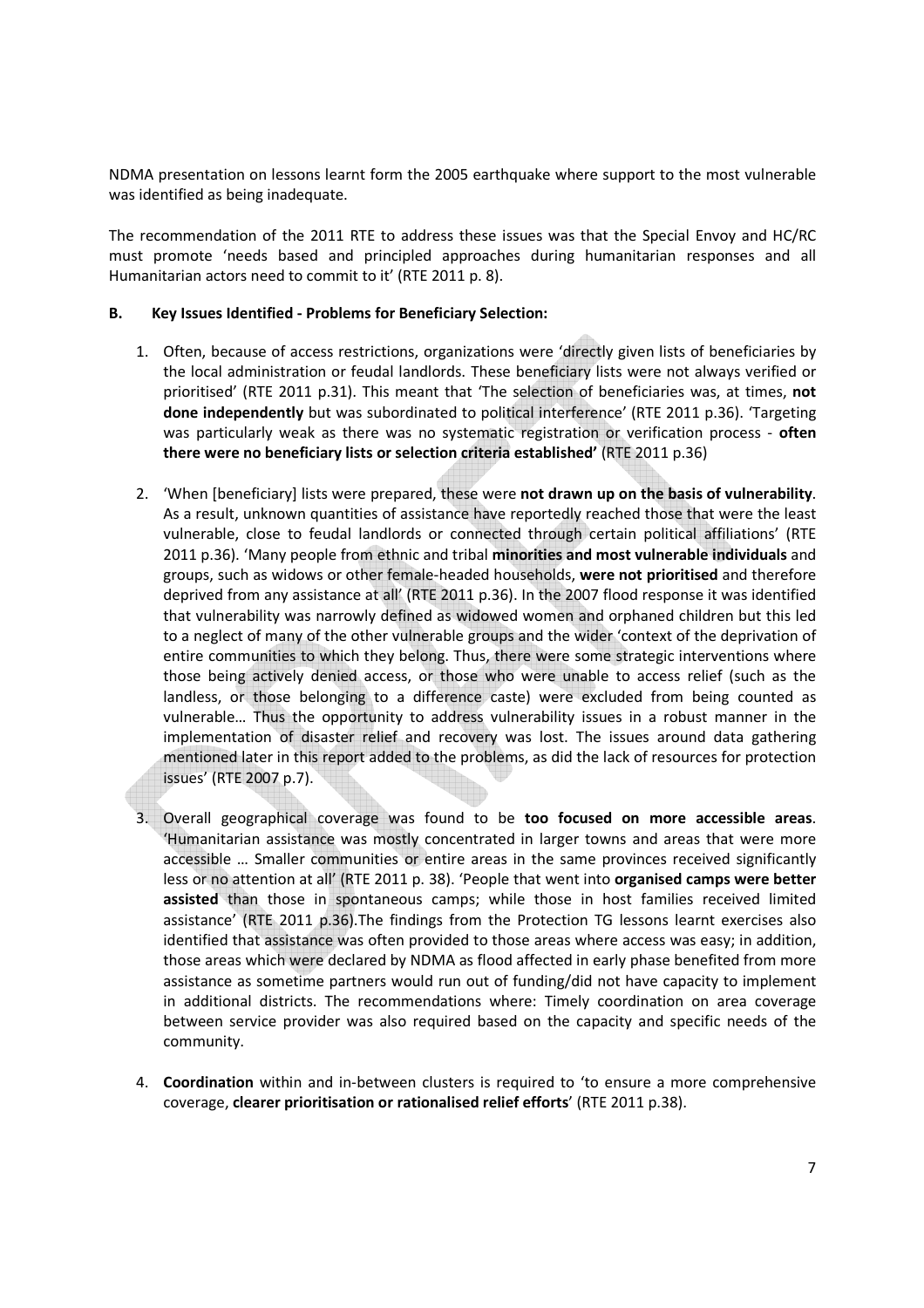NDMA presentation on lessons learnt form the 2005 earthquake where support to the most vulnerable was identified as being inadequate.

The recommendation of the 2011 RTE to address these issues was that the Special Envoy and HC/RC must promote 'needs based and principled approaches during humanitarian responses and all Humanitarian actors need to commit to it' (RTE 2011 p. 8).

**B. Key Issues Identified - Problems for Beneficiary Selection:**

1. Often, because of access restrictions, organizations were 'directly given lists of beneficiaries by the local administration or feudal landlords. These beneficiary lists were not always verified or prioritised' (RTE 2011 p.31). This meant that 'The selection of beneficiaries was, at times, **not done independently** but was subordinated to political interference' (RTE 2011 p.36). 'Targeting was particularly weak as there was no systematic registration or verification process - **often there were no beneficiary lists or selection criteria established'** (RTE 2011 p.36)

2. 'When [beneficiary] lists were prepared, these were **not drawn up on the basis of vulnerability**. As a result, unknown quantities of assistance have reportedly reached those that were the least vulnerable, close to feudal landlords or connected through certain political affiliations' (RTE 2011 p.36). 'Many people from ethnic and tribal **minorities and most vulnerable individuals** and groups, such as widows or other female-headed households, **were not prioritised** and therefore deprived from any assistance at all' (RTE 2011 p.36). In the 2007 flood response it was identified that vulnerability was narrowly defined as widowed women and orphaned children but this led to a neglect of many of the other vulnerable groups and the wider 'context of the deprivation of entire communities to which they belong. Thus, there were some strategic interventions where those being actively denied access, or those who were unable to access relief (such as the landless, or those belonging to a difference caste) were excluded from being counted as vulnerable… Thus the opportunity to address vulnerability issues in a robust manner in the implementation of disaster relief and recovery was lost. The issues around data gathering mentioned later in this report added to the problems, as did the lack of resources for protection issues' (RTE 2007 p.7).

3. Overall geographical coverage was found to be **too focused on more accessible areas**. 'Humanitarian assistance was mostly concentrated in larger towns and areas that were more accessible … Smaller communities or entire areas in the same provinces received significantly less or no attention at all' (RTE 2011 p. 38). 'People that went into **organised camps were better assisted** than those in spontaneous camps; while those in host families received limited assistance' (RTE 2011 p.36).The findings from the Protection TG lessons learnt exercises also identified that assistance was often provided to those areas where access was easy; in addition, those areas which were declared by NDMA as flood affected in early phase benefited from more assistance as sometime partners would run out of funding/did not have capacity to implement in additional districts. The recommendations where: Timely coordination on area coverage between service provider was also required based on the capacity and specific needs of the community.

4. **Coordination** within and in-between clusters is required to 'to ensure a more comprehensive coverage, **clearer prioritisation or rationalised relief efforts**' (RTE 2011 p.38).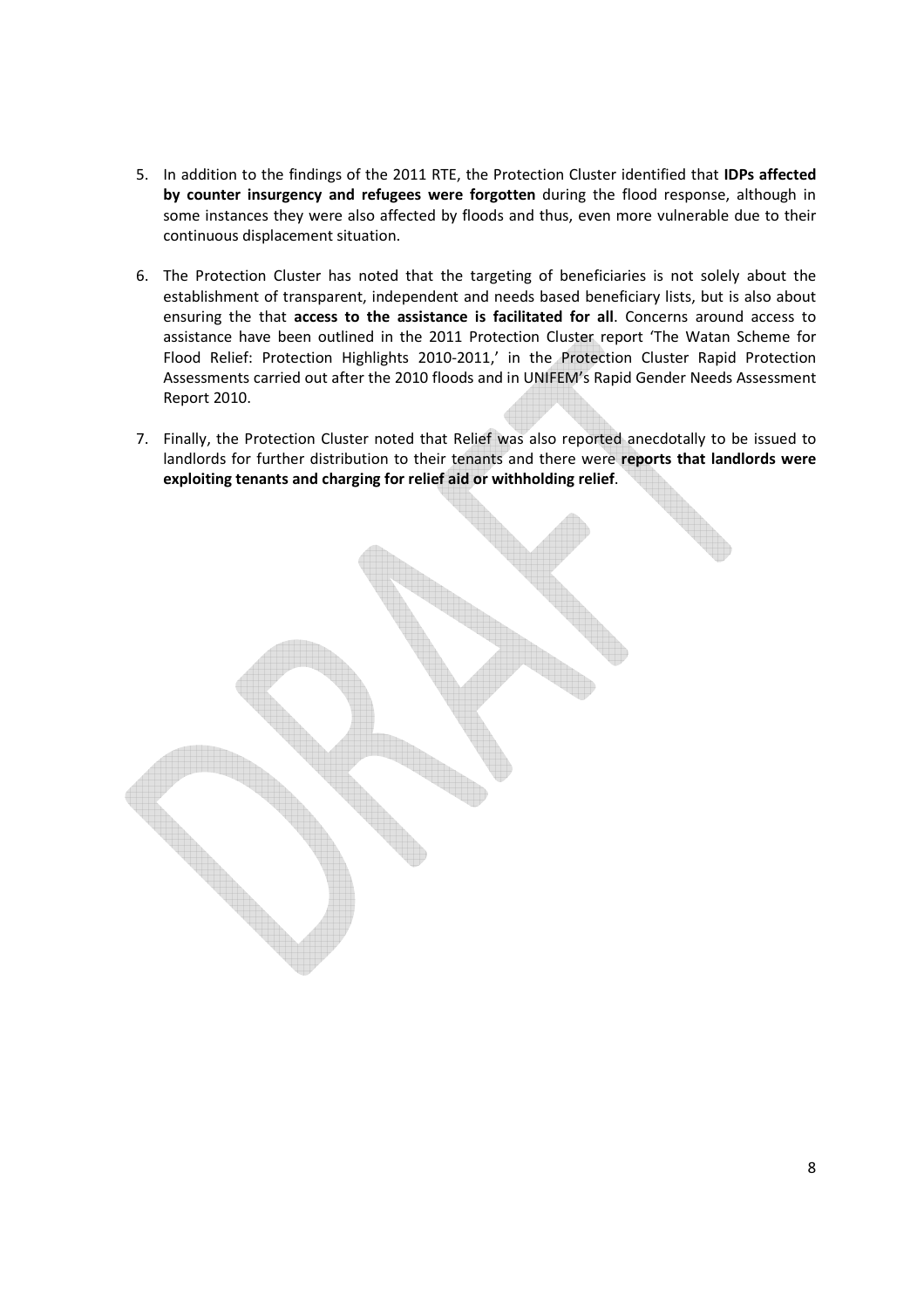5. In addition to the findings of the 2011 RTE, the Protection Cluster identified that **IDPs affected by counter insurgency and refugees were forgotten** during the flood response, although in some instances they were also affected by floods and thus, even more vulnerable due to their continuous displacement situation.

6. The Protection Cluster has noted that the targeting of beneficiaries is not solely about the establishment of transparent, independent and needs based beneficiary lists, but is also about ensuring the that **access to the assistance is facilitated for all**. Concerns around access to assistance have been outlined in the 2011 Protection Cluster report 'The Watan Scheme for Flood Relief: Protection Highlights 2010-2011,' in the Protection Cluster Rapid Protection Assessments carried out after the 2010 floods and in UNIFEM's Rapid Gender Needs Assessment Report 2010.

7. Finally, the Protection Cluster noted that Relief was also reported anecdotally to be issued to landlords for further distribution to their tenants and there were **reports that landlords were exploiting tenants and charging for relief aid or withholding relief**.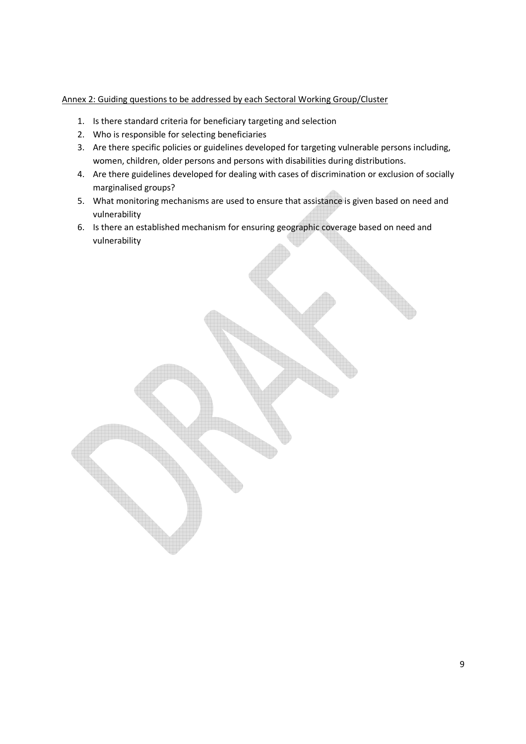Annex 2: Guiding questions to be addressed by each Sectoral Working Group/Cluster

1. Is there standard criteria for beneficiary targeting and selection
2. Who is responsible for selecting beneficiaries
3. Are there specific policies or guidelines developed for targeting vulnerable persons including, women, children, older persons and persons with disabilities during distributions.
4. Are there guidelines developed for dealing with cases of discrimination or exclusion of socially marginalised groups?
5. What monitoring mechanisms are used to ensure that assistance is given based on need and vulnerability
6. Is there an established mechanism for ensuring geographic coverage based on need and vulnerability